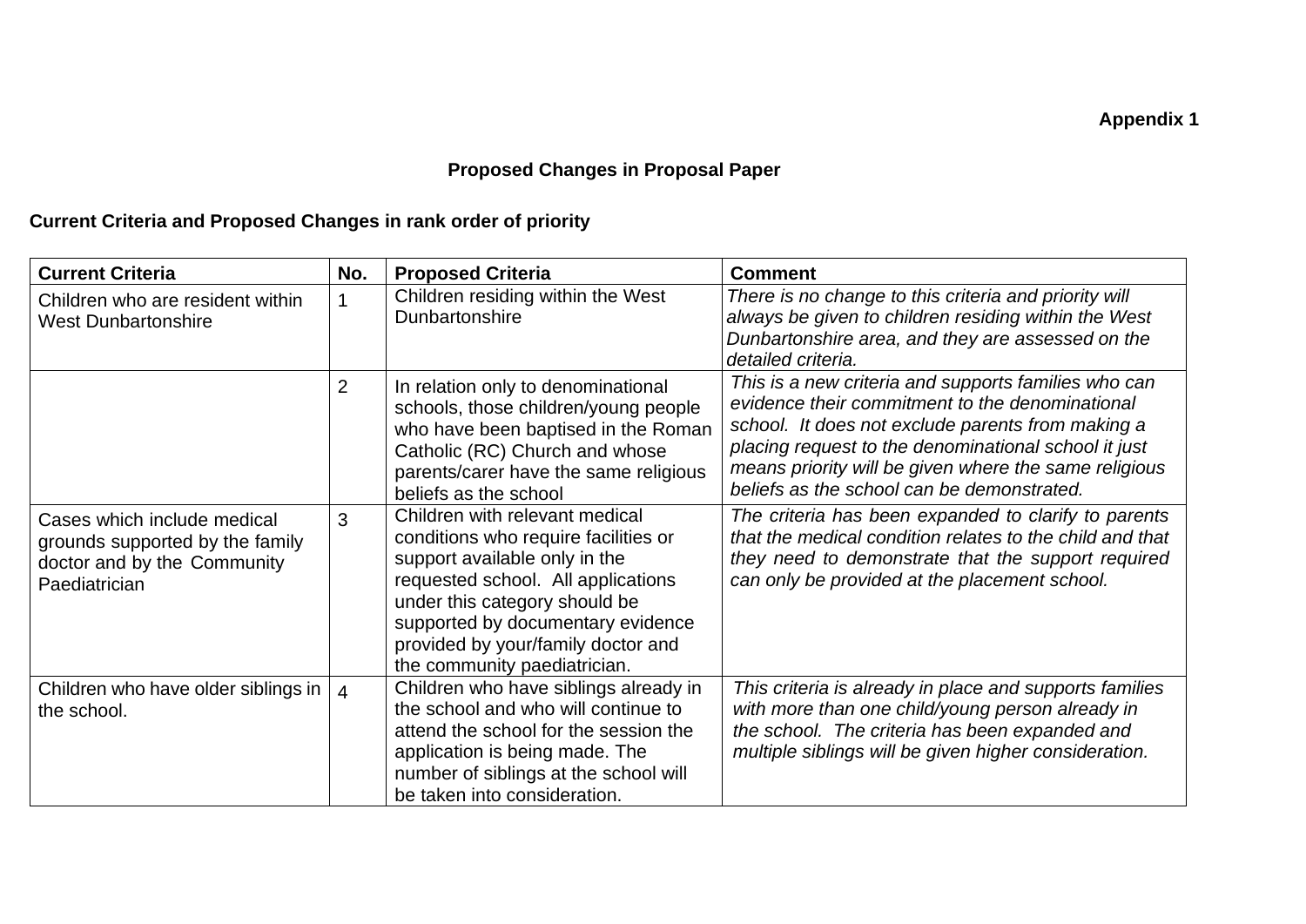**Appendix 1**

**Proposed Changes in Proposal Paper**

**Current Criteria and Proposed Changes in rank order of priority**

| **Current Criteria** | **No.** | **Proposed Criteria** | **Comment** |
|---|---|---|---|
| Children who are resident within West Dunbartonshire | 1 | Children residing within the West Dunbartonshire | *There is no change to this criteria and priority will always be given to children residing within the West Dunbartonshire area, and they are assessed on the detailed criteria.* |
| | 2 | In relation only to denominational schools, those children/young people who have been baptised in the Roman Catholic (RC) Church and whose parents/carer have the same religious beliefs as the school | *This is a new criteria and supports families who can evidence their commitment to the denominational school. It does not exclude parents from making a placing request to the denominational school it just means priority will be given where the same religious beliefs as the school can be demonstrated.* |
| Cases which include medical grounds supported by the family doctor and by the Community Paediatrician | 3 | Children with relevant medical conditions who require facilities or support available only in the requested school. All applications under this category should be supported by documentary evidence provided by your/family doctor and the community paediatrician. | *The criteria has been expanded to clarify to parents that the medical condition relates to the child and that they need to demonstrate that the support required can only be provided at the placement school.* |
| Children who have older siblings in the school. | 4 | Children who have siblings already in the school and who will continue to attend the school for the session the application is being made. The number of siblings at the school will be taken into consideration. | *This criteria is already in place and supports families with more than one child/young person already in the school. The criteria has been expanded and multiple siblings will be given higher consideration.* |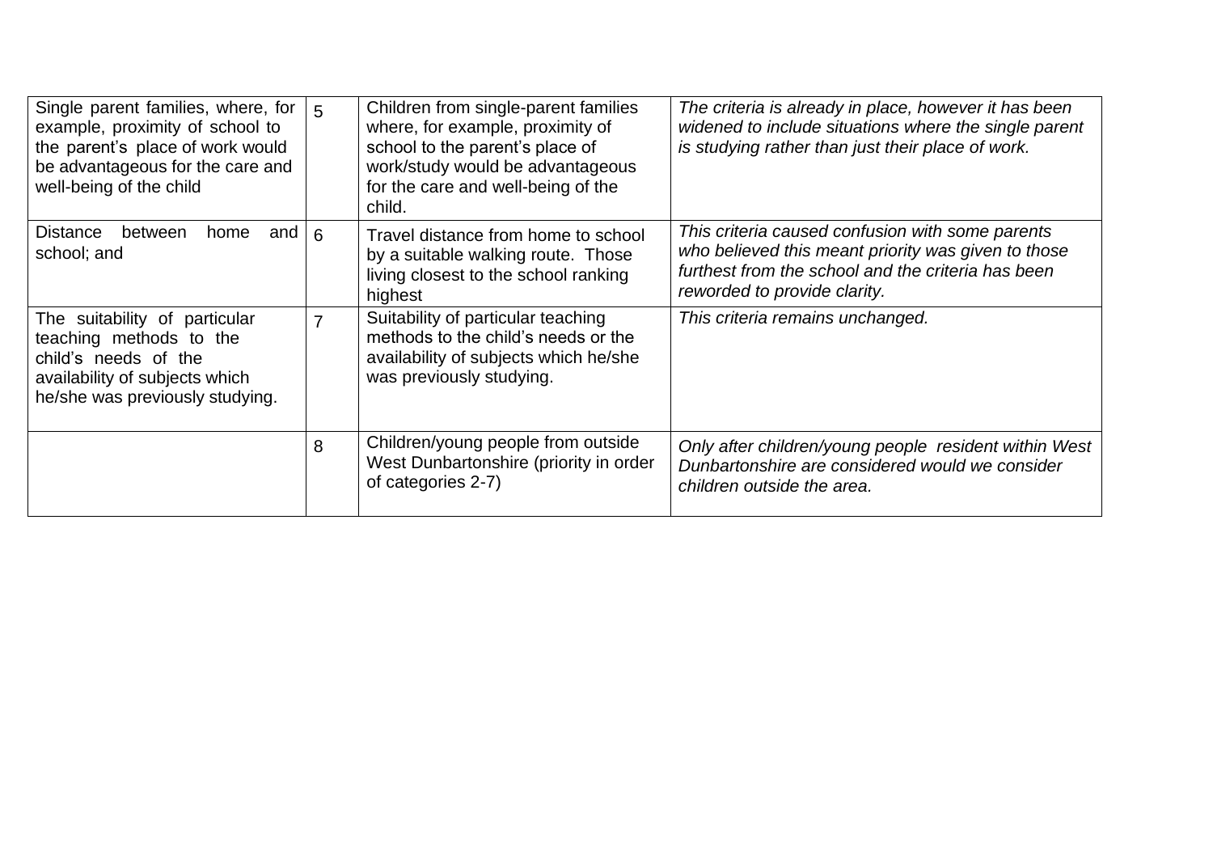| | | | |
|---|---|---|---|
| Single parent families, where, for example, proximity of school to the parent's place of work would be advantageous for the care and well-being of the child | 5 | Children from single-parent families where, for example, proximity of school to the parent's place of work/study would be advantageous for the care and well-being of the child. | *The criteria is already in place, however it has been widened to include situations where the single parent is studying rather than just their place of work.* |
| Distance between home and school; and | 6 | Travel distance from home to school by a suitable walking route. Those living closest to the school ranking highest | *This criteria caused confusion with some parents who believed this meant priority was given to those furthest from the school and the criteria has been reworded to provide clarity.* |
| The suitability of particular teaching methods to the child's needs of the availability of subjects which he/she was previously studying. | 7 | Suitability of particular teaching methods to the child's needs or the availability of subjects which he/she was previously studying. | *This criteria remains unchanged.* |
| | 8 | Children/young people from outside West Dunbartonshire (priority in order of categories 2-7) | *Only after children/young people resident within West Dunbartonshire are considered would we consider children outside the area.* |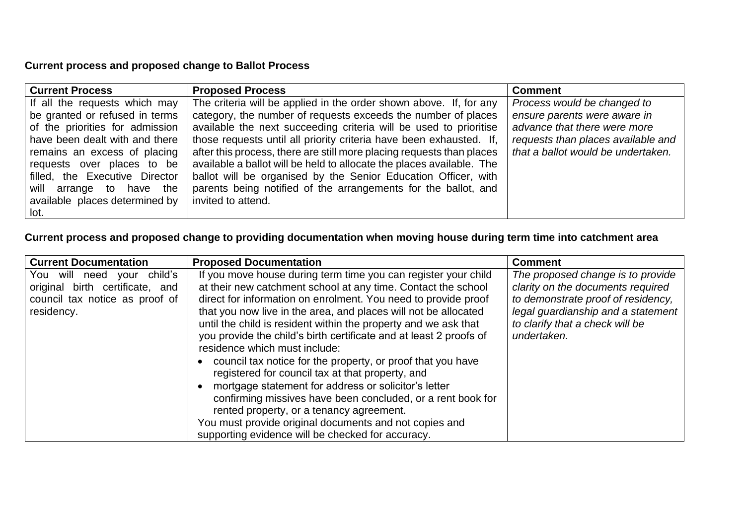**Current process and proposed change to Ballot Process**

| Current Process | Proposed Process | Comment |
|---|---|---|
| If all the requests which may be granted or refused in terms of the priorities for admission have been dealt with and there remains an excess of placing requests over places to be filled, the Executive Director will arrange to have the available places determined by lot. | The criteria will be applied in the order shown above. If, for any category, the number of requests exceeds the number of places available the next succeeding criteria will be used to prioritise those requests until all priority criteria have been exhausted. If, after this process, there are still more placing requests than places available a ballot will be held to allocate the places available. The ballot will be organised by the Senior Education Officer, with parents being notified of the arrangements for the ballot, and invited to attend. | *Process would be changed to ensure parents were aware in advance that there were more requests than places available and that a ballot would be undertaken.* |

**Current process and proposed change to providing documentation when moving house during term time into catchment area**

| Current Documentation | Proposed Documentation | Comment |
|---|---|---|
| You will need your child's original birth certificate, and council tax notice as proof of residency. | If you move house during term time you can register your child at their new catchment school at any time. Contact the school direct for information on enrolment. You need to provide proof that you now live in the area, and places will not be allocated until the child is resident within the property and we ask that you provide the child's birth certificate and at least 2 proofs of residence which must include:<br>• council tax notice for the property, or proof that you have registered for council tax at that property, and<br>• mortgage statement for address or solicitor's letter confirming missives have been concluded, or a rent book for rented property, or a tenancy agreement.<br>You must provide original documents and not copies and supporting evidence will be checked for accuracy. | *The proposed change is to provide clarity on the documents required to demonstrate proof of residency, legal guardianship and a statement to clarify that a check will be undertaken.* |